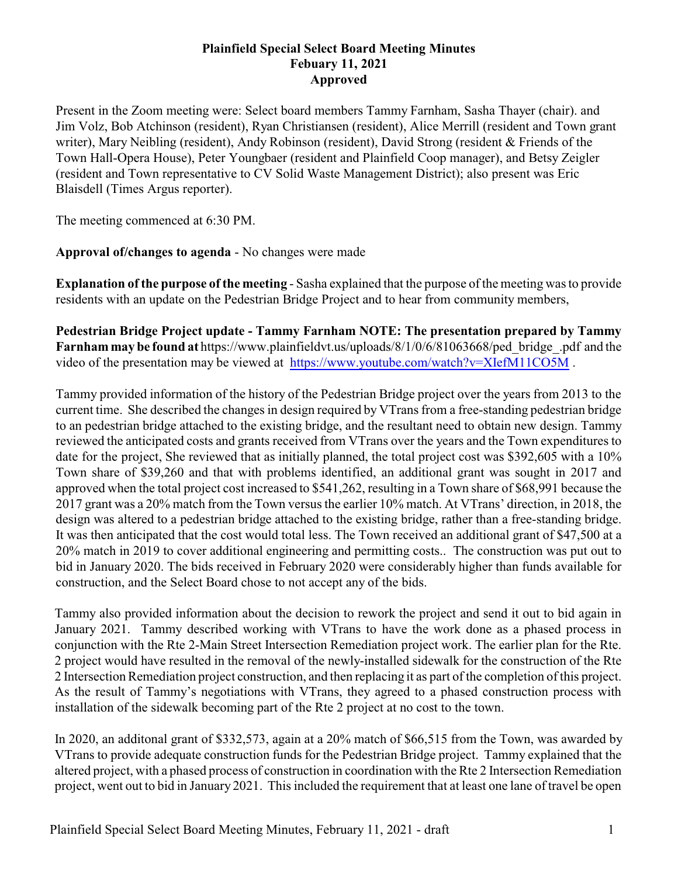# Plainfield Special Select Board Meeting Minutes
## Febuary 11, 2021
## Approved

Present in the Zoom meeting were: Select board members Tammy Farnham, Sasha Thayer (chair). and Jim Volz, Bob Atchinson (resident), Ryan Christiansen (resident), Alice Merrill (resident and Town grant writer), Mary Neibling (resident), Andy Robinson (resident), David Strong (resident & Friends of the Town Hall-Opera House), Peter Youngbaer (resident and Plainfield Coop manager), and Betsy Zeigler (resident and Town representative to CV Solid Waste Management District); also present was Eric Blaisdell (Times Argus reporter).

The meeting commenced at 6:30 PM.

**Approval of/changes to agenda** - No changes were made

**Explanation of the purpose of the meeting** - Sasha explained that the purpose of the meeting was to provide residents with an update on the Pedestrian Bridge Project and to hear from community members,

**Pedestrian Bridge Project update - Tammy Farnham NOTE: The presentation prepared by Tammy Farnham may be found at** https://www.plainfieldvt.us/uploads/8/1/0/6/81063668/ped_bridge_.pdf and the video of the presentation may be viewed at https://www.youtube.com/watch?v=XIefM11CO5M .

Tammy provided information of the history of the Pedestrian Bridge project over the years from 2013 to the current time. She described the changes in design required by VTrans from a free-standing pedestrian bridge to an pedestrian bridge attached to the existing bridge, and the resultant need to obtain new design. Tammy reviewed the anticipated costs and grants received from VTrans over the years and the Town expenditures to date for the project, She reviewed that as initially planned, the total project cost was $392,605 with a 10% Town share of $39,260 and that with problems identified, an additional grant was sought in 2017 and approved when the total project cost increased to $541,262, resulting in a Town share of $68,991 because the 2017 grant was a 20% match from the Town versus the earlier 10% match. At VTrans' direction, in 2018, the design was altered to a pedestrian bridge attached to the existing bridge, rather than a free-standing bridge. It was then anticipated that the cost would total less. The Town received an additional grant of $47,500 at a 20% match in 2019 to cover additional engineering and permitting costs.. The construction was put out to bid in January 2020. The bids received in February 2020 were considerably higher than funds available for construction, and the Select Board chose to not accept any of the bids.

Tammy also provided information about the decision to rework the project and send it out to bid again in January 2021. Tammy described working with VTrans to have the work done as a phased process in conjunction with the Rte 2-Main Street Intersection Remediation project work. The earlier plan for the Rte. 2 project would have resulted in the removal of the newly-installed sidewalk for the construction of the Rte 2 Intersection Remediation project construction, and then replacing it as part of the completion of this project. As the result of Tammy's negotiations with VTrans, they agreed to a phased construction process with installation of the sidewalk becoming part of the Rte 2 project at no cost to the town.

In 2020, an additonal grant of $332,573, again at a 20% match of $66,515 from the Town, was awarded by VTrans to provide adequate construction funds for the Pedestrian Bridge project. Tammy explained that the altered project, with a phased process of construction in coordination with the Rte 2 Intersection Remediation project, went out to bid in January 2021. This included the requirement that at least one lane of travel be open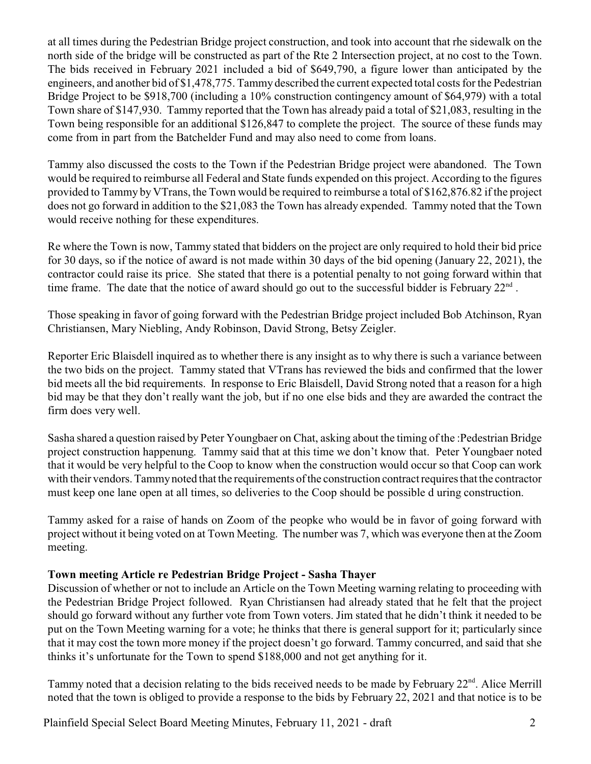at all times during the Pedestrian Bridge project construction, and took into account that rhe sidewalk on the north side of the bridge will be constructed as part of the Rte 2 Intersection project, at no cost to the Town. The bids received in February 2021 included a bid of $649,790, a figure lower than anticipated by the engineers, and another bid of $1,478,775. Tammy described the current expected total costs for the Pedestrian Bridge Project to be $918,700 (including a 10% construction contingency amount of $64,979) with a total Town share of $147,930. Tammy reported that the Town has already paid a total of $21,083, resulting in the Town being responsible for an additional $126,847 to complete the project. The source of these funds may come from in part from the Batchelder Fund and may also need to come from loans.

Tammy also discussed the costs to the Town if the Pedestrian Bridge project were abandoned. The Town would be required to reimburse all Federal and State funds expended on this project. According to the figures provided to Tammy by VTrans, the Town would be required to reimburse a total of $162,876.82 if the project does not go forward in addition to the $21,083 the Town has already expended. Tammy noted that the Town would receive nothing for these expenditures.

Re where the Town is now, Tammy stated that bidders on the project are only required to hold their bid price for 30 days, so if the notice of award is not made within 30 days of the bid opening (January 22, 2021), the contractor could raise its price. She stated that there is a potential penalty to not going forward within that time frame. The date that the notice of award should go out to the successful bidder is February 22nd .

Those speaking in favor of going forward with the Pedestrian Bridge project included Bob Atchinson, Ryan Christiansen, Mary Niebling, Andy Robinson, David Strong, Betsy Zeigler.

Reporter Eric Blaisdell inquired as to whether there is any insight as to why there is such a variance between the two bids on the project. Tammy stated that VTrans has reviewed the bids and confirmed that the lower bid meets all the bid requirements. In response to Eric Blaisdell, David Strong noted that a reason for a high bid may be that they don't really want the job, but if no one else bids and they are awarded the contract the firm does very well.

Sasha shared a question raised by Peter Youngbaer on Chat, asking about the timing of the :Pedestrian Bridge project construction happenung. Tammy said that at this time we don't know that. Peter Youngbaer noted that it would be very helpful to the Coop to know when the construction would occur so that Coop can work with their vendors. Tammy noted that the requirements of the construction contract requires that the contractor must keep one lane open at all times, so deliveries to the Coop should be possible d uring construction.

Tammy asked for a raise of hands on Zoom of the peopke who would be in favor of going forward with project without it being voted on at Town Meeting. The number was 7, which was everyone then at the Zoom meeting.

**Town meeting Article re Pedestrian Bridge Project - Sasha Thayer**

Discussion of whether or not to include an Article on the Town Meeting warning relating to proceeding with the Pedestrian Bridge Project followed. Ryan Christiansen had already stated that he felt that the project should go forward without any further vote from Town voters. Jim stated that he didn't think it needed to be put on the Town Meeting warning for a vote; he thinks that there is general support for it; particularly since that it may cost the town more money if the project doesn't go forward. Tammy concurred, and said that she thinks it's unfortunate for the Town to spend $188,000 and not get anything for it.

Tammy noted that a decision relating to the bids received needs to be made by February 22nd. Alice Merrill noted that the town is obliged to provide a response to the bids by February 22, 2021 and that notice is to be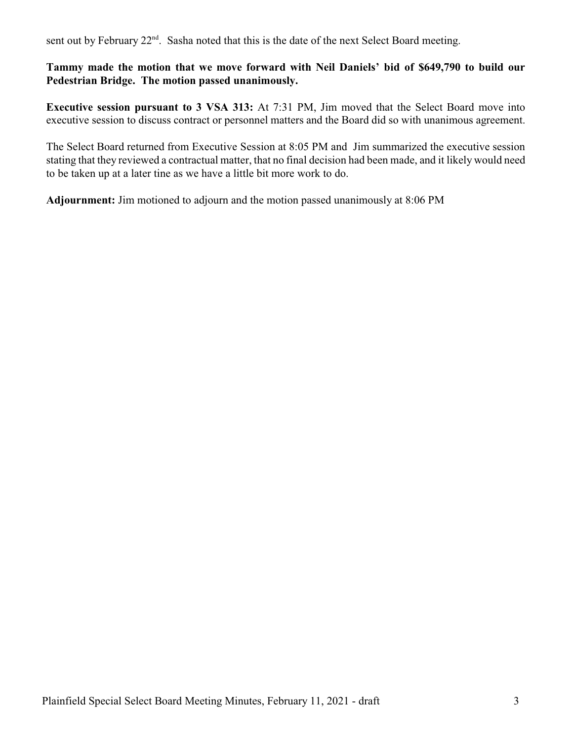sent out by February 22nd. Sasha noted that this is the date of the next Select Board meeting.

**Tammy made the motion that we move forward with Neil Daniels' bid of $649,790 to build our Pedestrian Bridge. The motion passed unanimously.**

**Executive session pursuant to 3 VSA 313:** At 7:31 PM, Jim moved that the Select Board move into executive session to discuss contract or personnel matters and the Board did so with unanimous agreement.

The Select Board returned from Executive Session at 8:05 PM and Jim summarized the executive session stating that they reviewed a contractual matter, that no final decision had been made, and it likely would need to be taken up at a later tine as we have a little bit more work to do.

**Adjournment:** Jim motioned to adjourn and the motion passed unanimously at 8:06 PM